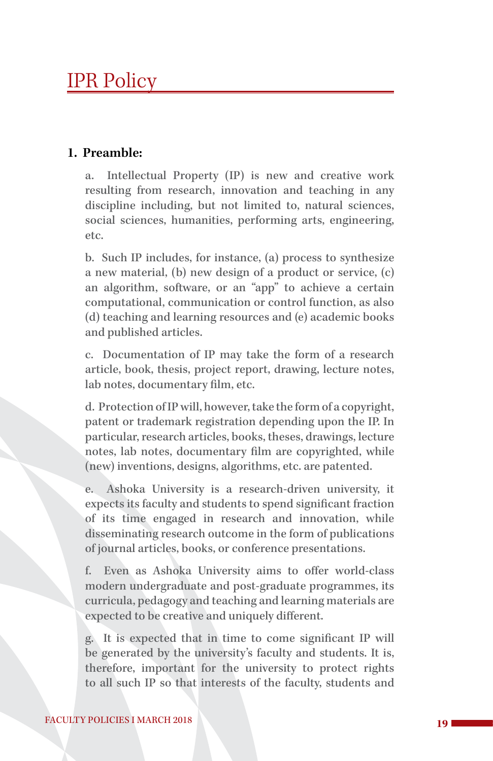# IPR Policy

## 1. Preamble:

a. Intellectual Property (IP) is new and creative work resulting from research, innovation and teaching in any discipline including, but not limited to, natural sciences, social sciences, humanities, performing arts, engineering, etc.

b. Such IP includes, for instance, (a) process to synthesize a new material, (b) new design of a product or service, (c) an algorithm, software, or an "app" to achieve a certain computational, communication or control function, as also (d) teaching and learning resources and (e) academic books and published articles.

c. Documentation of IP may take the form of a research article, book, thesis, project report, drawing, lecture notes, lab notes, documentary film, etc.

d. Protection of IP will, however, take the form of a copyright, patent or trademark registration depending upon the IP. In particular, research articles, books, theses, drawings, lecture notes, lab notes, documentary film are copyrighted, while (new) inventions, designs, algorithms, etc. are patented.

e. Ashoka University is a research-driven university, it expects its faculty and students to spend significant fraction of its time engaged in research and innovation, while disseminating research outcome in the form of publications of journal articles, books, or conference presentations.

f. Even as Ashoka University aims to offer world-class modern undergraduate and post-graduate programmes, its curricula, pedagogy and teaching and learning materials are expected to be creative and uniquely different.

g. It is expected that in time to come significant IP will be generated by the university's faculty and students. It is, therefore, important for the university to protect rights to all such IP so that interests of the faculty, students and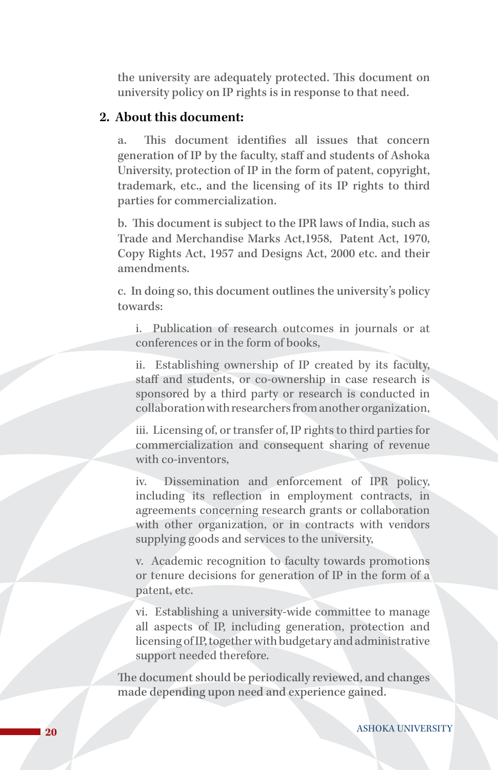the university are adequately protected. This document on university policy on IP rights is in response to that need.

## 2. About this document:

a. This document identifies all issues that concern generation of IP by the faculty, staff and students of Ashoka University, protection of IP in the form of patent, copyright, trademark, etc., and the licensing of its IP rights to third parties for commercialization.

b. This document is subject to the IPR laws of India, such as Trade and Merchandise Marks Act,1958, Patent Act, 1970, Copy Rights Act, 1957 and Designs Act, 2000 etc. and their amendments.

c. In doing so, this document outlines the university's policy towards:

i. Publication of research outcomes in journals or at conferences or in the form of books,

ii. Establishing ownership of IP created by its faculty, staff and students, or co-ownership in case research is sponsored by a third party or research is conducted in collaboration with researchers from another organization,

iii. Licensing of, or transfer of, IP rights to third parties for commercialization and consequent sharing of revenue with co-inventors,

iv. Dissemination and enforcement of IPR policy, including its reflection in employment contracts, in agreements concerning research grants or collaboration with other organization, or in contracts with vendors supplying goods and services to the university,

v. Academic recognition to faculty towards promotions or tenure decisions for generation of IP in the form of a patent, etc.

vi. Establishing a university-wide committee to manage all aspects of IP, including generation, protection and licensing of IP, together with budgetary and administrative support needed therefore.

The document should be periodically reviewed, and changes made depending upon need and experience gained.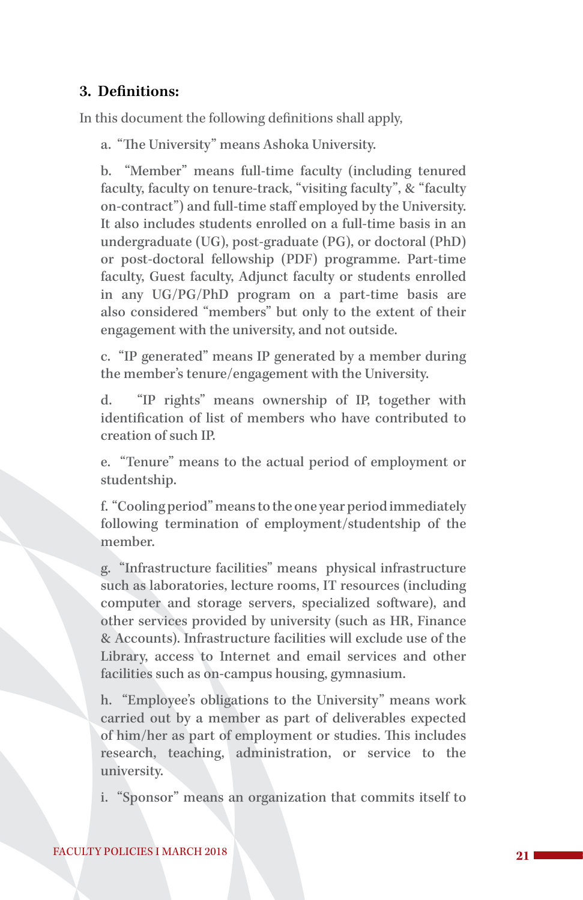### 3. Definitions:

In this document the following definitions shall apply,

a. "The University" means Ashoka University.

b. "Member" means full-time faculty (including tenured faculty, faculty on tenure-track, "visiting faculty", & "faculty on-contract") and full-time staff employed by the University. It also includes students enrolled on a full-time basis in an undergraduate (UG), post-graduate (PG), or doctoral (PhD) or post-doctoral fellowship (PDF) programme. Part-time faculty, Guest faculty, Adjunct faculty or students enrolled in any UG/PG/PhD program on a part-time basis are also considered "members" but only to the extent of their engagement with the university, and not outside.

c. "IP generated" means IP generated by a member during the member's tenure/engagement with the University.

d. "IP rights" means ownership of IP, together with identification of list of members who have contributed to creation of such IP.

e. "Tenure" means to the actual period of employment or studentship.

f. "Cooling period" means to the one year period immediately following termination of employment/studentship of the member.

g. "Infrastructure facilities" means physical infrastructure such as laboratories, lecture rooms, IT resources (including computer and storage servers, specialized software), and other services provided by university (such as HR, Finance & Accounts). Infrastructure facilities will exclude use of the Library, access to Internet and email services and other facilities such as on-campus housing, gymnasium.

h. "Employee's obligations to the University" means work carried out by a member as part of deliverables expected of him/her as part of employment or studies. This includes research, teaching, administration, or service to the university.

i. "Sponsor" means an organization that commits itself to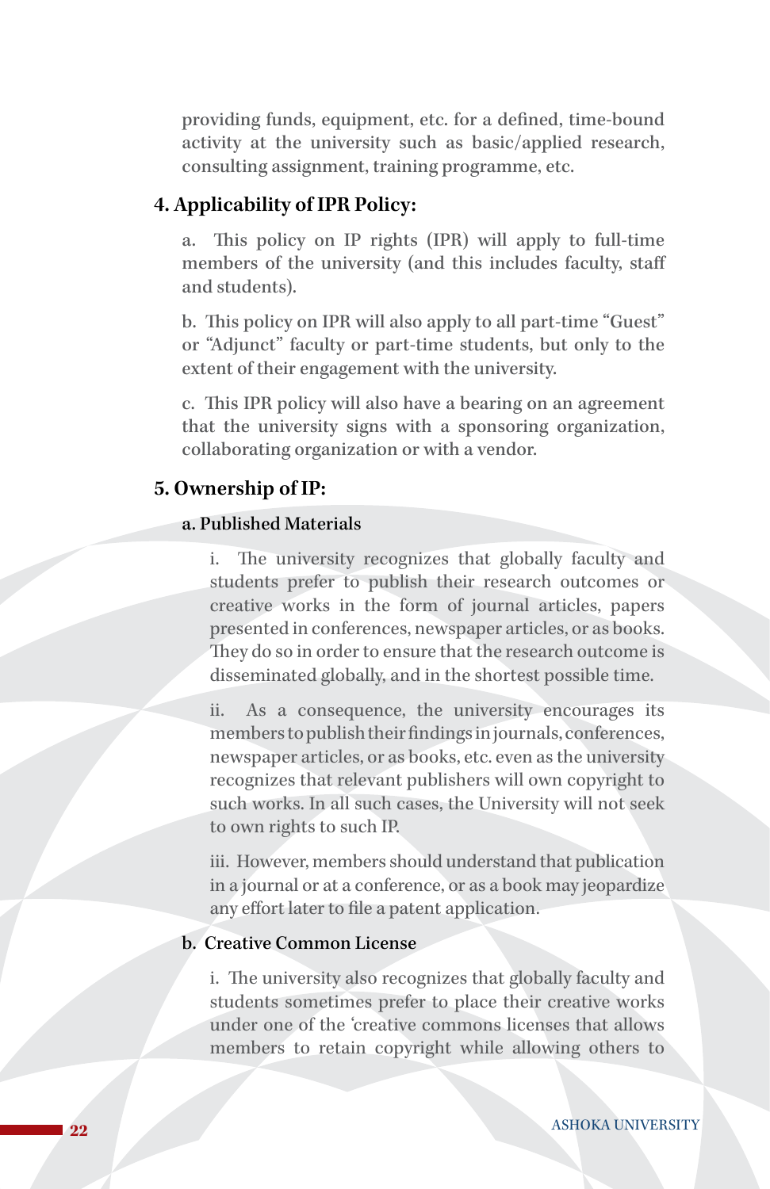providing funds, equipment, etc. for a defined, time-bound activity at the university such as basic/applied research, consulting assignment, training programme, etc.

## 4. Applicability of IPR Policy:

a. This policy on IP rights (IPR) will apply to full-time members of the university (and this includes faculty, staff and students).

b. This policy on IPR will also apply to all part-time "Guest" or "Adjunct" faculty or part-time students, but only to the extent of their engagement with the university.

c. This IPR policy will also have a bearing on an agreement that the university signs with a sponsoring organization, collaborating organization or with a vendor.

## 5. Ownership of IP:

### a. Published Materials

i. The university recognizes that globally faculty and students prefer to publish their research outcomes or creative works in the form of journal articles, papers presented in conferences, newspaper articles, or as books. They do so in order to ensure that the research outcome is disseminated globally, and in the shortest possible time.

ii. As a consequence, the university encourages its members to publish their findings in journals, conferences, newspaper articles, or as books, etc. even as the university recognizes that relevant publishers will own copyright to such works. In all such cases, the University will not seek to own rights to such IP.

iii. However, members should understand that publication in a journal or at a conference, or as a book may jeopardize any effort later to file a patent application.

### b. Creative Common License

i. The university also recognizes that globally faculty and students sometimes prefer to place their creative works under one of the 'creative commons licenses that allows members to retain copyright while allowing others to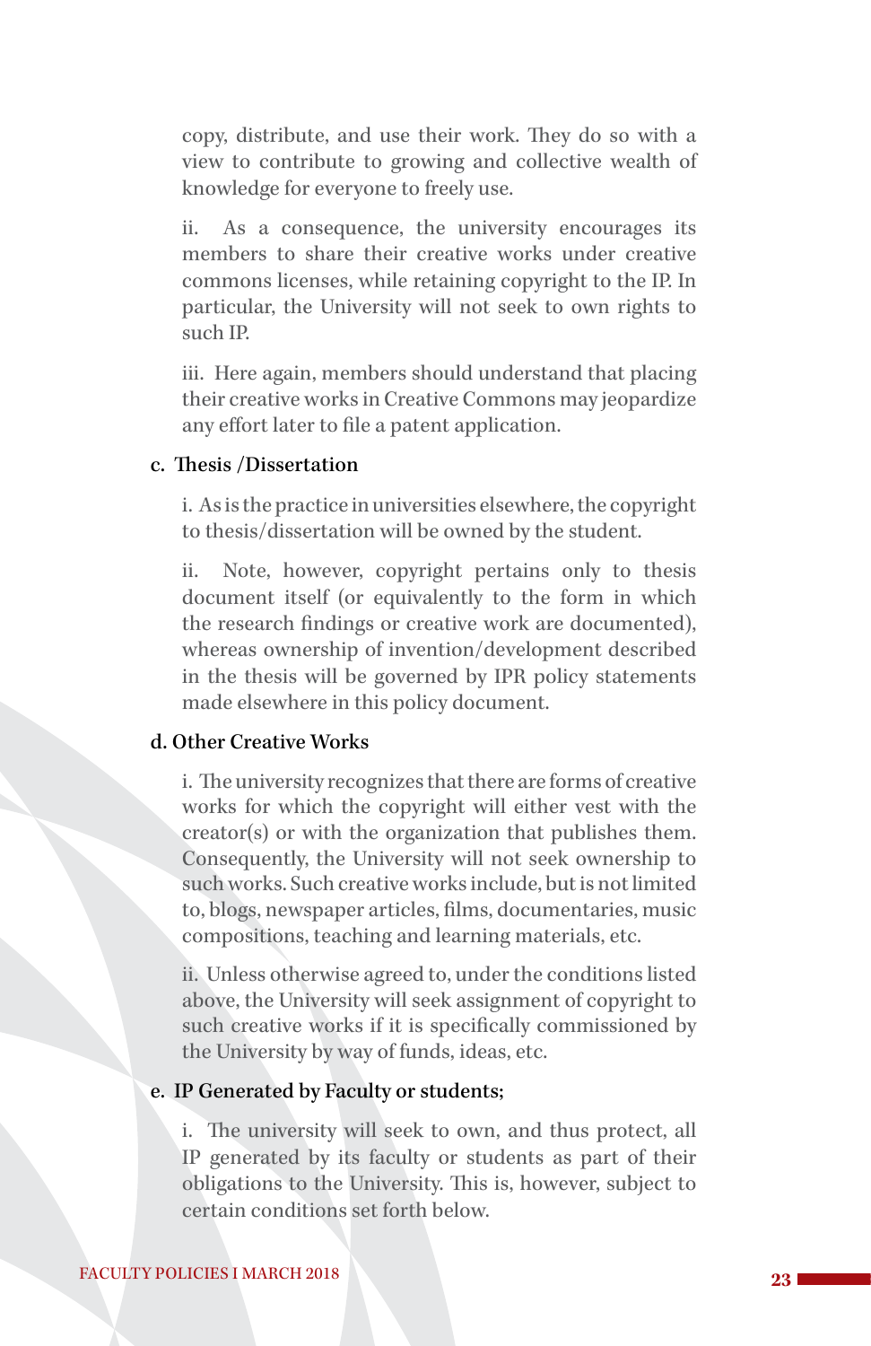copy, distribute, and use their work. They do so with a view to contribute to growing and collective wealth of knowledge for everyone to freely use.

ii. As a consequence, the university encourages its members to share their creative works under creative commons licenses, while retaining copyright to the IP. In particular, the University will not seek to own rights to such IP.

iii. Here again, members should understand that placing their creative works in Creative Commons may jeopardize any effort later to file a patent application.

**c. Thesis /Dissertation**

i. As is the practice in universities elsewhere, the copyright to thesis/dissertation will be owned by the student.

ii. Note, however, copyright pertains only to thesis document itself (or equivalently to the form in which the research findings or creative work are documented), whereas ownership of invention/development described in the thesis will be governed by IPR policy statements made elsewhere in this policy document.

**d. Other Creative Works**

i. The university recognizes that there are forms of creative works for which the copyright will either vest with the creator(s) or with the organization that publishes them. Consequently, the University will not seek ownership to such works. Such creative works include, but is not limited to, blogs, newspaper articles, films, documentaries, music compositions, teaching and learning materials, etc.

ii. Unless otherwise agreed to, under the conditions listed above, the University will seek assignment of copyright to such creative works if it is specifically commissioned by the University by way of funds, ideas, etc.

**e. IP Generated by Faculty or students;**

i. The university will seek to own, and thus protect, all IP generated by its faculty or students as part of their obligations to the University. This is, however, subject to certain conditions set forth below.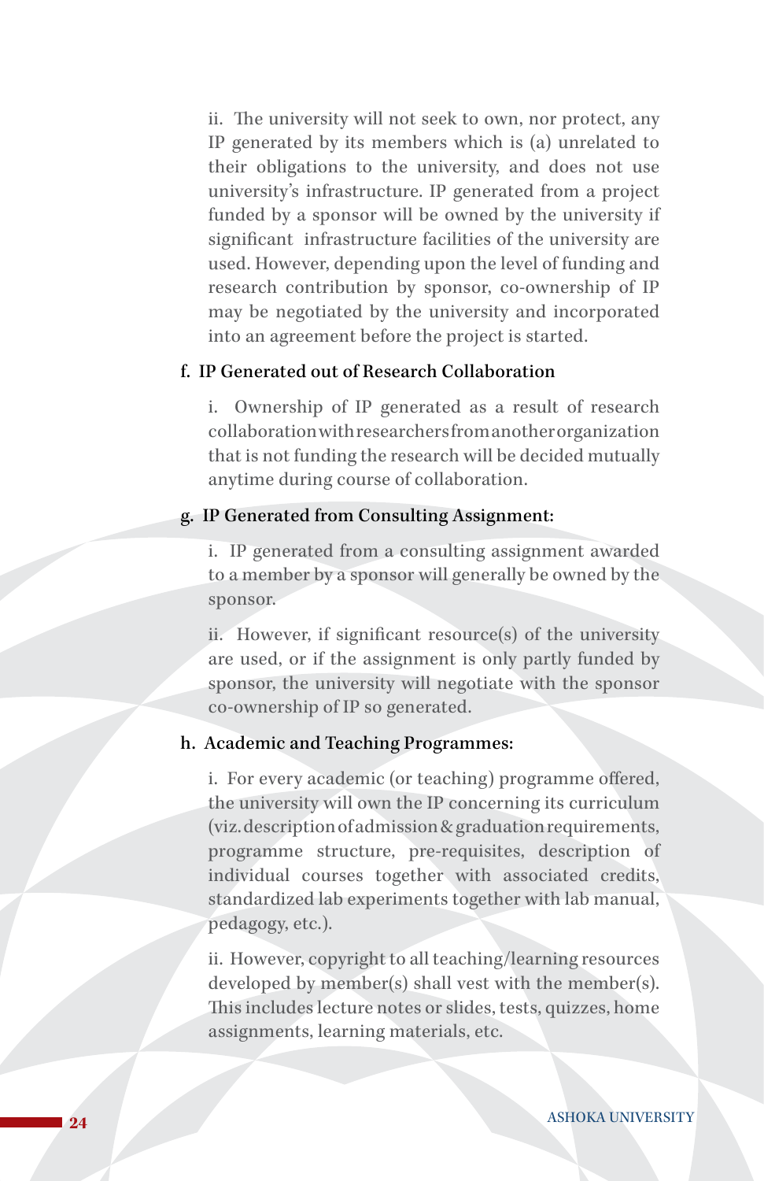ii. The university will not seek to own, nor protect, any IP generated by its members which is (a) unrelated to their obligations to the university, and does not use university's infrastructure. IP generated from a project funded by a sponsor will be owned by the university if significant infrastructure facilities of the university are used. However, depending upon the level of funding and research contribution by sponsor, co-ownership of IP may be negotiated by the university and incorporated into an agreement before the project is started.

**f. IP Generated out of Research Collaboration**

i. Ownership of IP generated as a result of research collaboration with researchers from another organization that is not funding the research will be decided mutually anytime during course of collaboration.

**g. IP Generated from Consulting Assignment:**

i. IP generated from a consulting assignment awarded to a member by a sponsor will generally be owned by the sponsor.

ii. However, if significant resource(s) of the university are used, or if the assignment is only partly funded by sponsor, the university will negotiate with the sponsor co-ownership of IP so generated.

**h. Academic and Teaching Programmes:**

i. For every academic (or teaching) programme offered, the university will own the IP concerning its curriculum (viz. description of admission & graduation requirements, programme structure, pre-requisites, description of individual courses together with associated credits, standardized lab experiments together with lab manual, pedagogy, etc.).

ii. However, copyright to all teaching/learning resources developed by member(s) shall vest with the member(s). This includes lecture notes or slides, tests, quizzes, home assignments, learning materials, etc.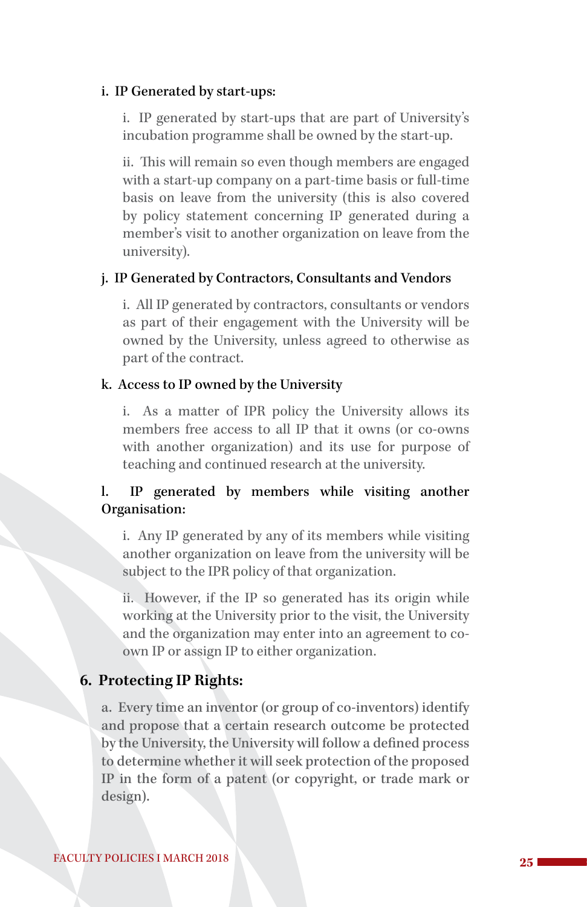#### i. IP Generated by start-ups:

i. IP generated by start-ups that are part of University's incubation programme shall be owned by the start-up.

ii. This will remain so even though members are engaged with a start-up company on a part-time basis or full-time basis on leave from the university (this is also covered by policy statement concerning IP generated during a member's visit to another organization on leave from the university).

#### j. IP Generated by Contractors, Consultants and Vendors

i. All IP generated by contractors, consultants or vendors as part of their engagement with the University will be owned by the University, unless agreed to otherwise as part of the contract.

#### k. Access to IP owned by the University

i. As a matter of IPR policy the University allows its members free access to all IP that it owns (or co-owns with another organization) and its use for purpose of teaching and continued research at the university.

#### l. IP generated by members while visiting another Organisation:

i. Any IP generated by any of its members while visiting another organization on leave from the university will be subject to the IPR policy of that organization.

ii. However, if the IP so generated has its origin while working at the University prior to the visit, the University and the organization may enter into an agreement to co-own IP or assign IP to either organization.

### 6. Protecting IP Rights:

a. Every time an inventor (or group of co-inventors) identify and propose that a certain research outcome be protected by the University, the University will follow a defined process to determine whether it will seek protection of the proposed IP in the form of a patent (or copyright, or trade mark or design).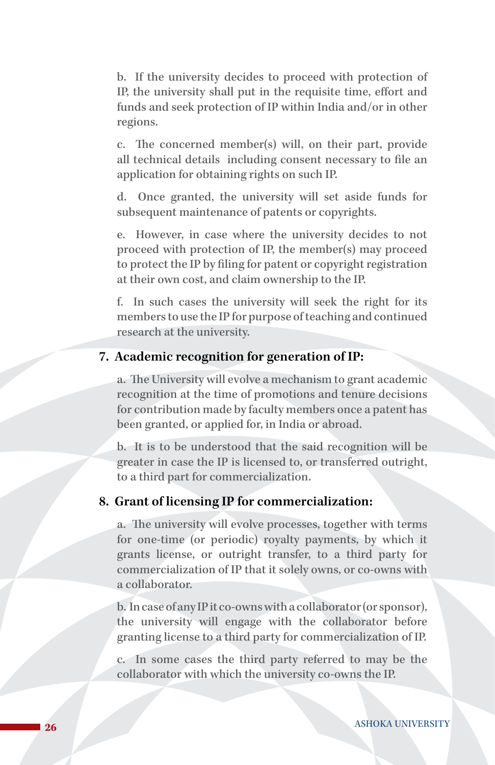b. If the university decides to proceed with protection of IP, the university shall put in the requisite time, effort and funds and seek protection of IP within India and/or in other regions.

c. The concerned member(s) will, on their part, provide all technical details including consent necessary to file an application for obtaining rights on such IP.

d. Once granted, the university will set aside funds for subsequent maintenance of patents or copyrights.

e. However, in case where the university decides to not proceed with protection of IP, the member(s) may proceed to protect the IP by filing for patent or copyright registration at their own cost, and claim ownership to the IP.

f. In such cases the university will seek the right for its members to use the IP for purpose of teaching and continued research at the university.

**7. Academic recognition for generation of IP:**

a. The University will evolve a mechanism to grant academic recognition at the time of promotions and tenure decisions for contribution made by faculty members once a patent has been granted, or applied for, in India or abroad.

b. It is to be understood that the said recognition will be greater in case the IP is licensed to, or transferred outright, to a third part for commercialization.

**8. Grant of licensing IP for commercialization:**

a. The university will evolve processes, together with terms for one-time (or periodic) royalty payments, by which it grants license, or outright transfer, to a third party for commercialization of IP that it solely owns, or co-owns with a collaborator.

b. In case of any IP it co-owns with a collaborator (or sponsor), the university will engage with the collaborator before granting license to a third party for commercialization of IP.

c. In some cases the third party referred to may be the collaborator with which the university co-owns the IP.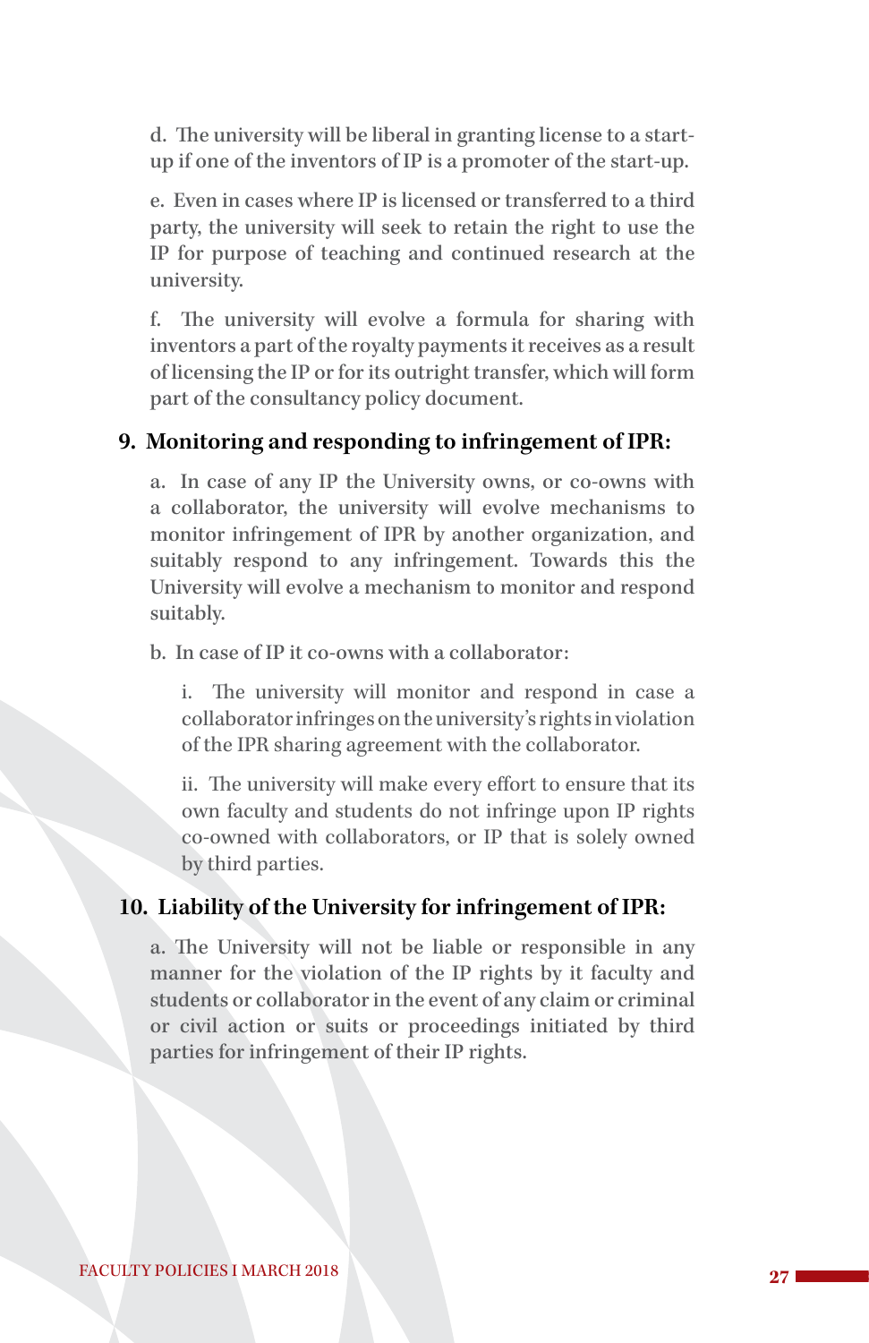d. The university will be liberal in granting license to a start-up if one of the inventors of IP is a promoter of the start-up.

e. Even in cases where IP is licensed or transferred to a third party, the university will seek to retain the right to use the IP for purpose of teaching and continued research at the university.

f. The university will evolve a formula for sharing with inventors a part of the royalty payments it receives as a result of licensing the IP or for its outright transfer, which will form part of the consultancy policy document.

**9. Monitoring and responding to infringement of IPR:**

a. In case of any IP the University owns, or co-owns with a collaborator, the university will evolve mechanisms to monitor infringement of IPR by another organization, and suitably respond to any infringement. Towards this the University will evolve a mechanism to monitor and respond suitably.

b. In case of IP it co-owns with a collaborator:

i. The university will monitor and respond in case a collaborator infringes on the university's rights in violation of the IPR sharing agreement with the collaborator.

ii. The university will make every effort to ensure that its own faculty and students do not infringe upon IP rights co-owned with collaborators, or IP that is solely owned by third parties.

**10. Liability of the University for infringement of IPR:**

a. The University will not be liable or responsible in any manner for the violation of the IP rights by it faculty and students or collaborator in the event of any claim or criminal or civil action or suits or proceedings initiated by third parties for infringement of their IP rights.